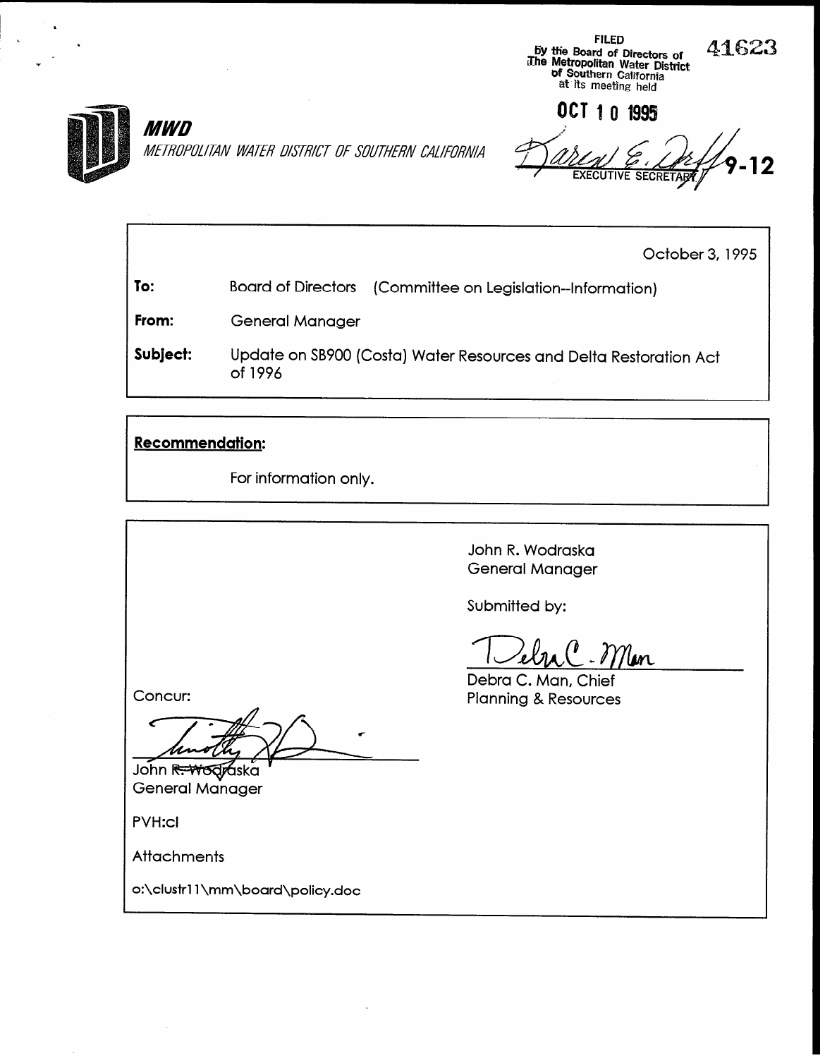FILED
By the Board of Directors of
The Metropolitan Water District
of Southern California
at its meeting held

OCT 10 1995

EXECUTIVE SECRETARY

41623

9-12

**MWD**

*METROPOLITAN WATER DISTRICT OF SOUTHERN CALIFORNIA*

October 3, 1995

**To:** Board of Directors (Committee on Legislation--Information)

**From:** General Manager

**Subject:** Update on SB900 (Costa) Water Resources and Delta Restoration Act of 1996

**Recommendation:**

For information only.

John R. Wodraska
General Manager

Submitted by:

Debra C. Man, Chief
Planning & Resources

Concur:

John R. Wodraska
General Manager

PVH:cl

Attachments

o:\clustr11\mm\board\policy.doc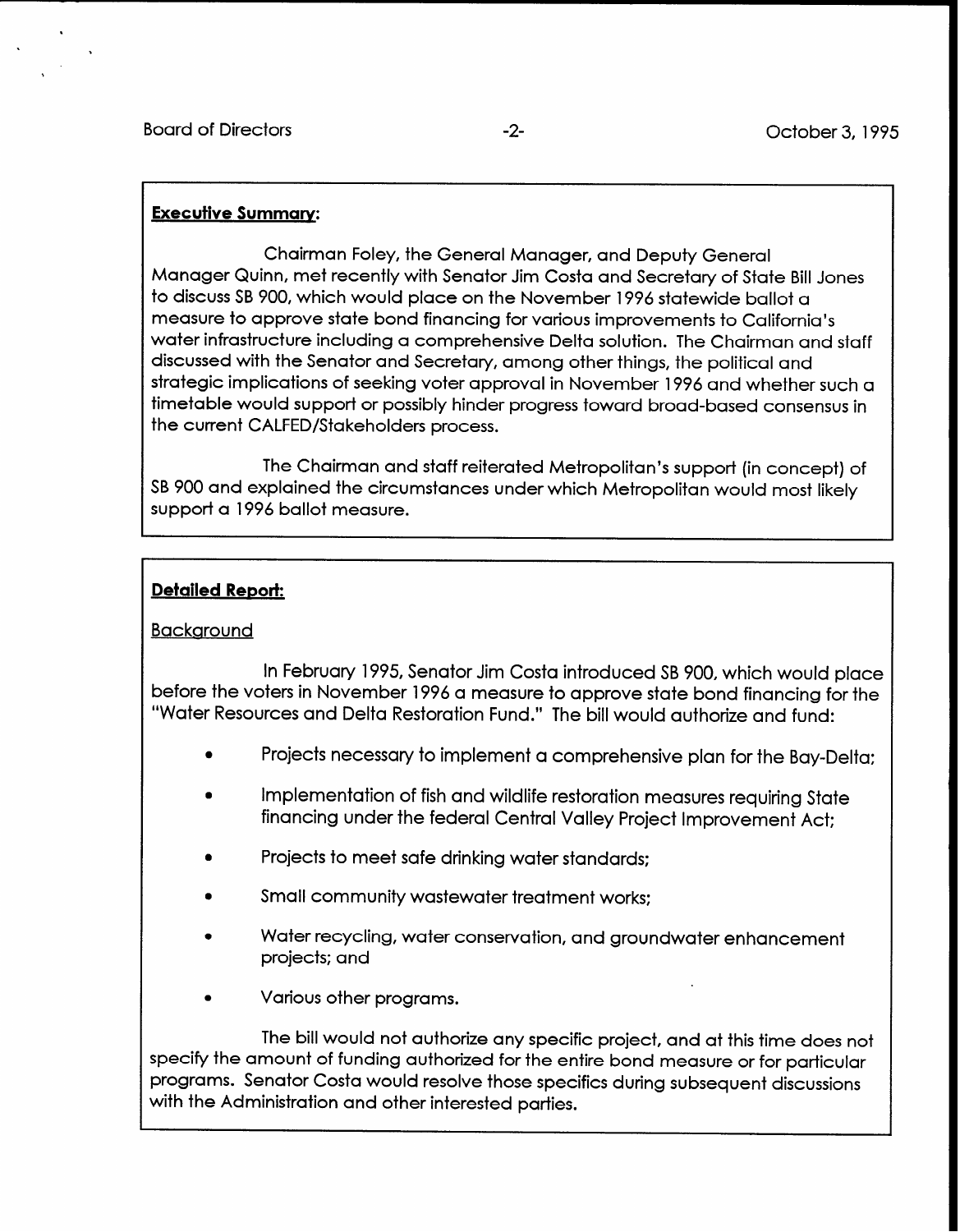**Executive Summary:**

Chairman Foley, the General Manager, and Deputy General Manager Quinn, met recently with Senator Jim Costa and Secretary of State Bill Jones to discuss SB 900, which would place on the November 1996 statewide ballot a measure to approve state bond financing for various improvements to California's water infrastructure including a comprehensive Delta solution. The Chairman and staff discussed with the Senator and Secretary, among other things, the political and strategic implications of seeking voter approval in November 1996 and whether such a timetable would support or possibly hinder progress toward broad-based consensus in the current CALFED/Stakeholders process.

The Chairman and staff reiterated Metropolitan's support (in concept) of SB 900 and explained the circumstances under which Metropolitan would most likely support a 1996 ballot measure.

**Detailed Report:**

Background

In February 1995, Senator Jim Costa introduced SB 900, which would place before the voters in November 1996 a measure to approve state bond financing for the "Water Resources and Delta Restoration Fund." The bill would authorize and fund:

- Projects necessary to implement a comprehensive plan for the Bay-Delta;
- Implementation of fish and wildlife restoration measures requiring State financing under the federal Central Valley Project Improvement Act;
- Projects to meet safe drinking water standards;
- Small community wastewater treatment works;
- Water recycling, water conservation, and groundwater enhancement projects; and
- Various other programs.

The bill would not authorize any specific project, and at this time does not specify the amount of funding authorized for the entire bond measure or for particular programs. Senator Costa would resolve those specifics during subsequent discussions with the Administration and other interested parties.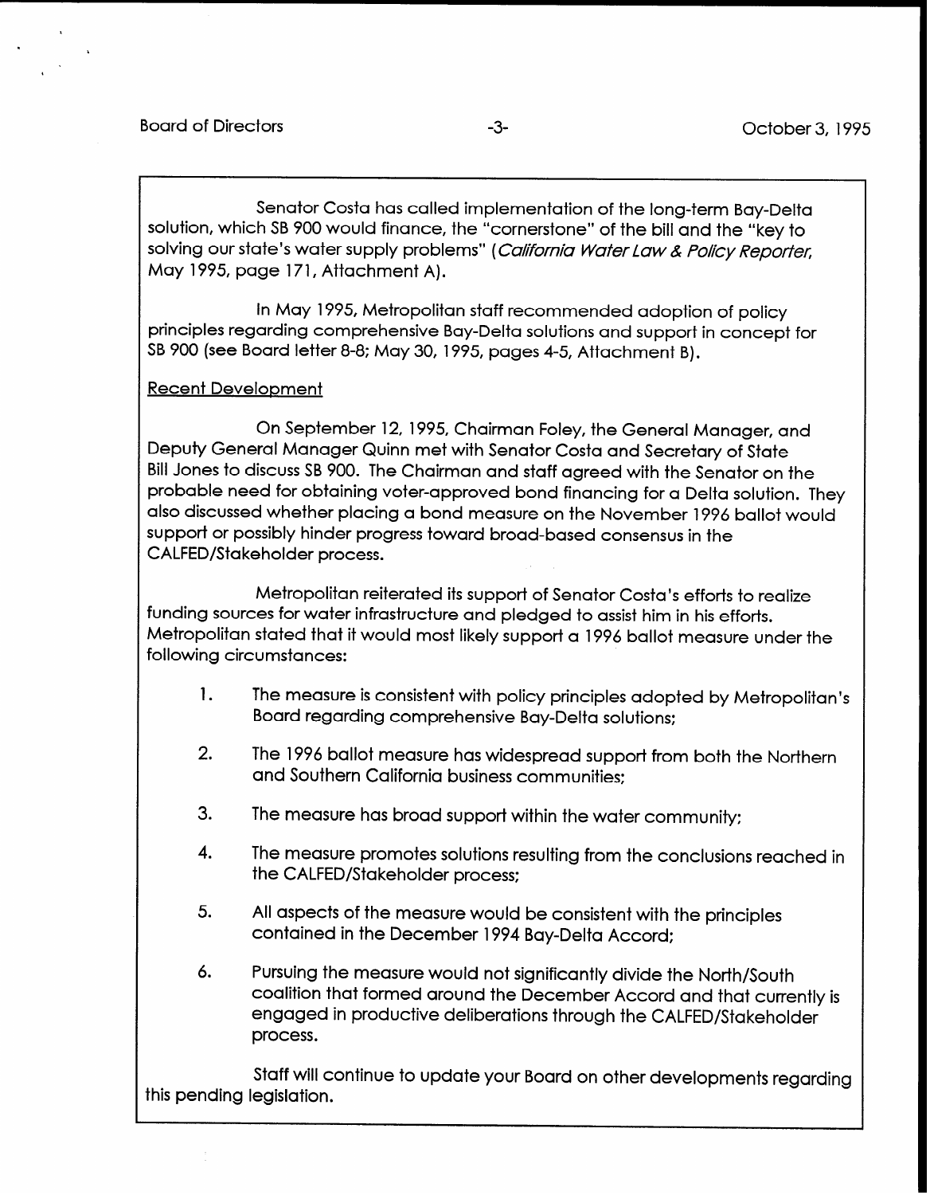Senator Costa has called implementation of the long-term Bay-Delta solution, which SB 900 would finance, the "cornerstone" of the bill and the "key to solving our state's water supply problems" (*California Water Law & Policy Reporter*, May 1995, page 171, Attachment A).

In May 1995, Metropolitan staff recommended adoption of policy principles regarding comprehensive Bay-Delta solutions and support in concept for SB 900 (see Board letter 8-8; May 30, 1995, pages 4-5, Attachment B).

Recent Development

On September 12, 1995, Chairman Foley, the General Manager, and Deputy General Manager Quinn met with Senator Costa and Secretary of State Bill Jones to discuss SB 900. The Chairman and staff agreed with the Senator on the probable need for obtaining voter-approved bond financing for a Delta solution. They also discussed whether placing a bond measure on the November 1996 ballot would support or possibly hinder progress toward broad-based consensus in the CALFED/Stakeholder process.

Metropolitan reiterated its support of Senator Costa's efforts to realize funding sources for water infrastructure and pledged to assist him in his efforts. Metropolitan stated that it would most likely support a 1996 ballot measure under the following circumstances:

1. The measure is consistent with policy principles adopted by Metropolitan's Board regarding comprehensive Bay-Delta solutions;
2. The 1996 ballot measure has widespread support from both the Northern and Southern California business communities;
3. The measure has broad support within the water community;
4. The measure promotes solutions resulting from the conclusions reached in the CALFED/Stakeholder process;
5. All aspects of the measure would be consistent with the principles contained in the December 1994 Bay-Delta Accord;
6. Pursuing the measure would not significantly divide the North/South coalition that formed around the December Accord and that currently is engaged in productive deliberations through the CALFED/Stakeholder process.

Staff will continue to update your Board on other developments regarding this pending legislation.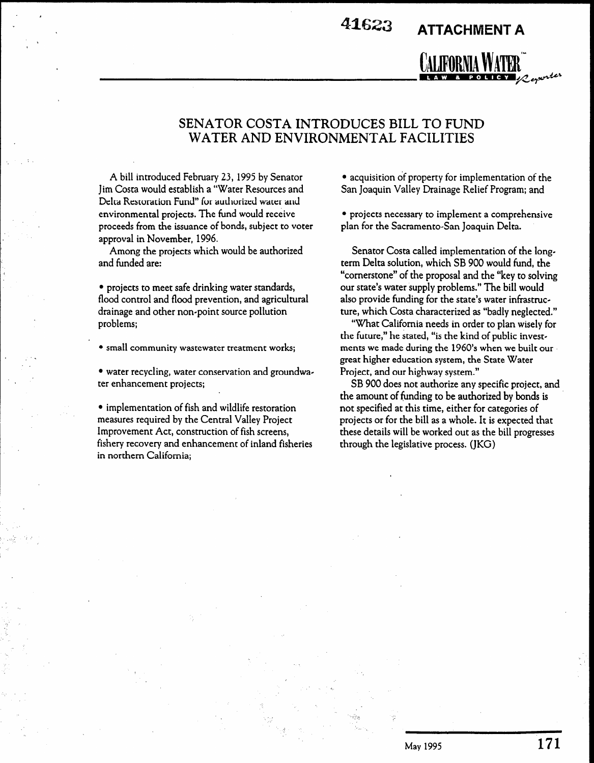41623 **ATTACHMENT A**

CALIFORNIA WATER LAW & POLICY Reporter

# SENATOR COSTA INTRODUCES BILL TO FUND WATER AND ENVIRONMENTAL FACILITIES

A bill introduced February 23, 1995 by Senator Jim Costa would establish a "Water Resources and Delta Restoration Fund" for authorized water and environmental projects. The fund would receive proceeds from the issuance of bonds, subject to voter approval in November, 1996.

Among the projects which would be authorized and funded are:

- projects to meet safe drinking water standards, flood control and flood prevention, and agricultural drainage and other non-point source pollution problems;

- small community wastewater treatment works;

- water recycling, water conservation and groundwater enhancement projects;

- implementation of fish and wildlife restoration measures required by the Central Valley Project Improvement Act, construction of fish screens, fishery recovery and enhancement of inland fisheries in northern California;

- acquisition of property for implementation of the San Joaquin Valley Drainage Relief Program; and

- projects necessary to implement a comprehensive plan for the Sacramento-San Joaquin Delta.

Senator Costa called implementation of the long-term Delta solution, which SB 900 would fund, the "cornerstone" of the proposal and the "key to solving our state's water supply problems." The bill would also provide funding for the state's water infrastructure, which Costa characterized as "badly neglected."

"What California needs in order to plan wisely for the future," he stated, "is the kind of public investments we made during the 1960's when we built our great higher education system, the State Water Project, and our highway system."

SB 900 does not authorize any specific project, and the amount of funding to be authorized by bonds is not specified at this time, either for categories of projects or for the bill as a whole. It is expected that these details will be worked out as the bill progresses through the legislative process. (JKG)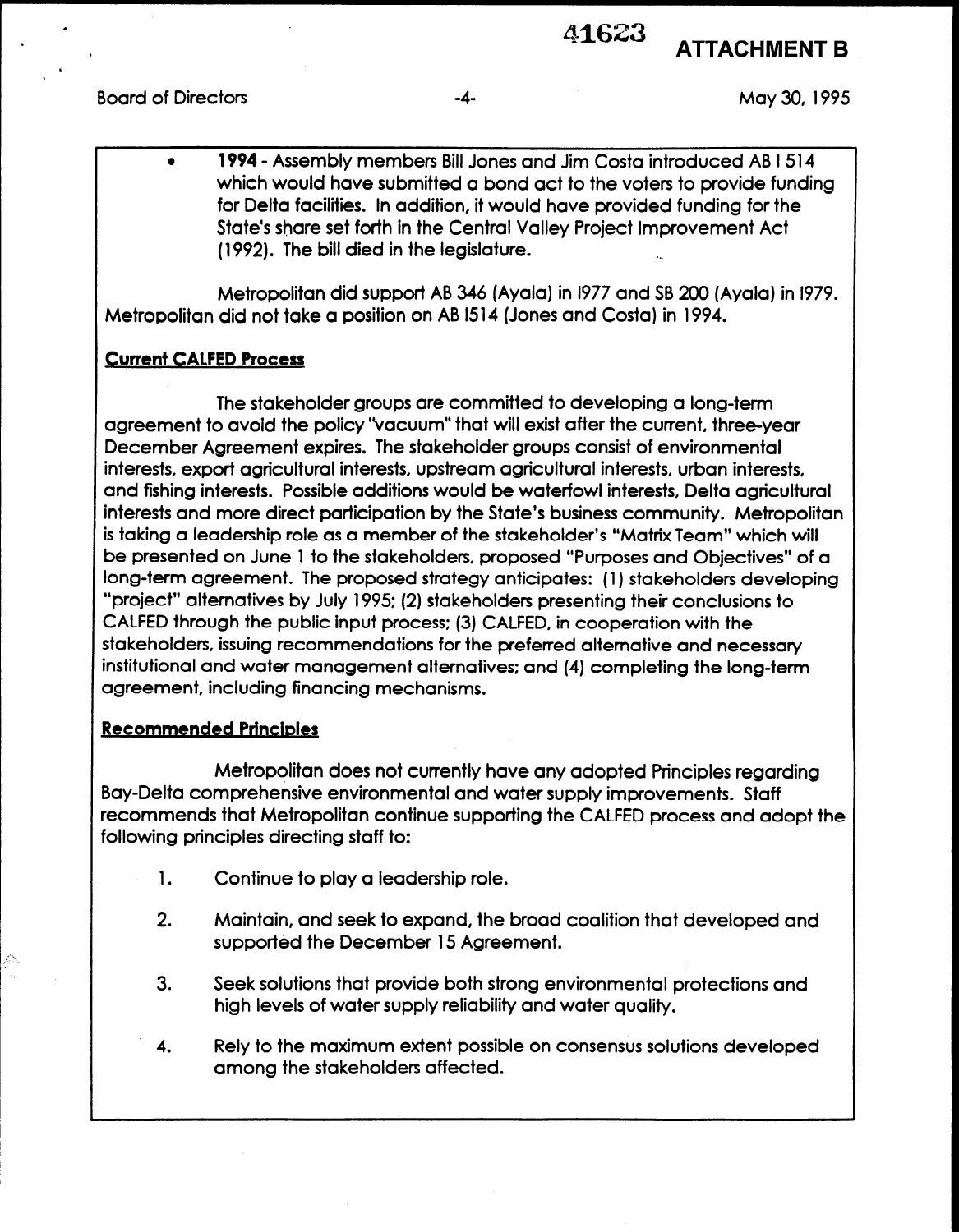- **1994** - Assembly members Bill Jones and Jim Costa introduced AB I 514 which would have submitted a bond act to the voters to provide funding for Delta facilities. In addition, it would have provided funding for the State's share set forth in the Central Valley Project Improvement Act (1992). The bill died in the legislature.

Metropolitan did support AB 346 (Ayala) in 1977 and SB 200 (Ayala) in 1979. Metropolitan did not take a position on AB I514 (Jones and Costa) in 1994.

**Current CALFED Process**

The stakeholder groups are committed to developing a long-term agreement to avoid the policy "vacuum" that will exist after the current, three-year December Agreement expires. The stakeholder groups consist of environmental interests, export agricultural interests, upstream agricultural interests, urban interests, and fishing interests. Possible additions would be waterfowl interests, Delta agricultural interests and more direct participation by the State's business community. Metropolitan is taking a leadership role as a member of the stakeholder's "Matrix Team" which will be presented on June 1 to the stakeholders, proposed "Purposes and Objectives" of a long-term agreement. The proposed strategy anticipates: (1) stakeholders developing "project" alternatives by July 1995; (2) stakeholders presenting their conclusions to CALFED through the public input process; (3) CALFED, in cooperation with the stakeholders, issuing recommendations for the preferred alternative and necessary institutional and water management alternatives; and (4) completing the long-term agreement, including financing mechanisms.

**Recommended Principles**

Metropolitan does not currently have any adopted Principles regarding Bay-Delta comprehensive environmental and water supply improvements. Staff recommends that Metropolitan continue supporting the CALFED process and adopt the following principles directing staff to:

1. Continue to play a leadership role.
2. Maintain, and seek to expand, the broad coalition that developed and supported the December 15 Agreement.
3. Seek solutions that provide both strong environmental protections and high levels of water supply reliability and water quality.
4. Rely to the maximum extent possible on consensus solutions developed among the stakeholders affected.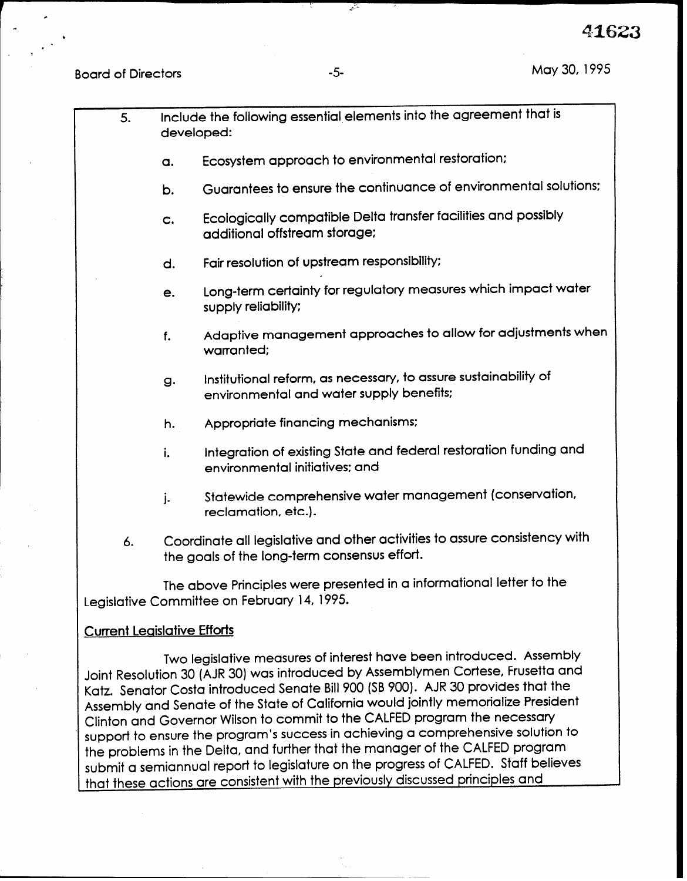5. Include the following essential elements into the agreement that is developed:

   a. Ecosystem approach to environmental restoration;

   b. Guarantees to ensure the continuance of environmental solutions;

   c. Ecologically compatible Delta transfer facilities and possibly additional offstream storage;

   d. Fair resolution of upstream responsibility;

   e. Long-term certainty for regulatory measures which impact water supply reliability;

   f. Adaptive management approaches to allow for adjustments when warranted;

   g. Institutional reform, as necessary, to assure sustainability of environmental and water supply benefits;

   h. Appropriate financing mechanisms;

   i. Integration of existing State and federal restoration funding and environmental initiatives; and

   j. Statewide comprehensive water management (conservation, reclamation, etc.).

6. Coordinate all legislative and other activities to assure consistency with the goals of the long-term consensus effort.

The above Principles were presented in a informational letter to the Legislative Committee on February 14, 1995.

## Current Legislative Efforts

Two legislative measures of interest have been introduced. Assembly Joint Resolution 30 (AJR 30) was introduced by Assemblymen Cortese, Frusetta and Katz. Senator Costa introduced Senate Bill 900 (SB 900). AJR 30 provides that the Assembly and Senate of the State of California would jointly memorialize President Clinton and Governor Wilson to commit to the CALFED program the necessary support to ensure the program's success in achieving a comprehensive solution to the problems in the Delta, and further that the manager of the CALFED program submit a semiannual report to legislature on the progress of CALFED. Staff believes that these actions are consistent with the previously discussed principles and